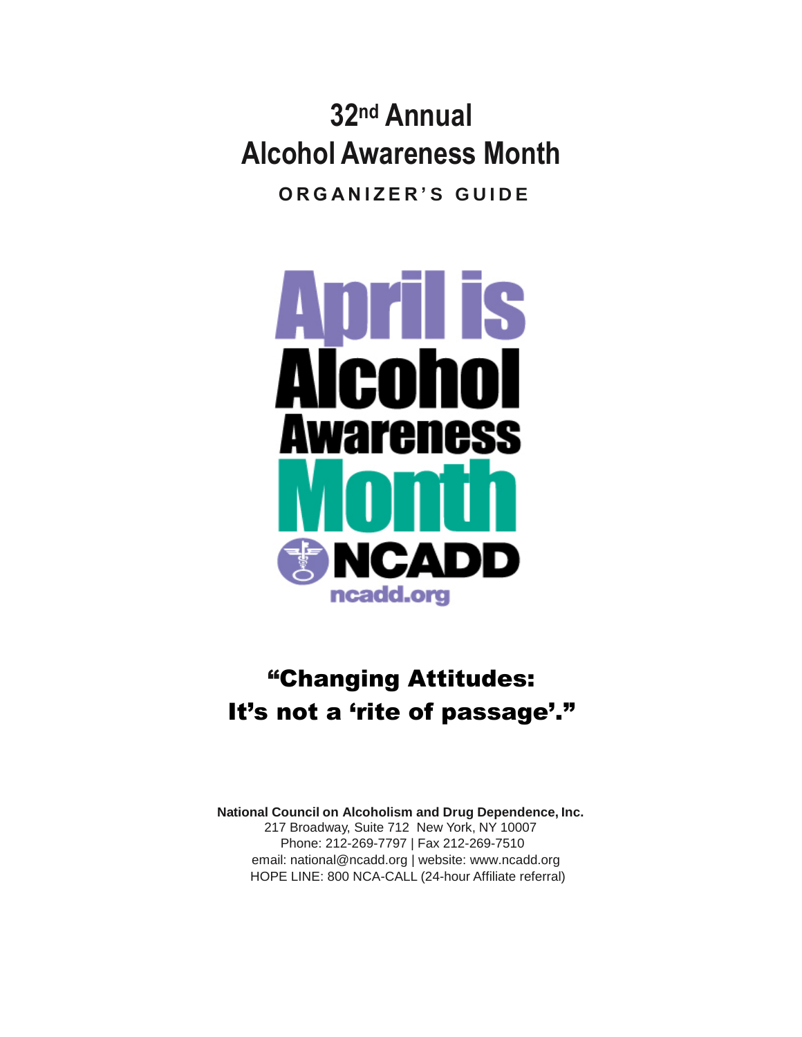# 32nd Annual Alcohol Awareness Month

**ORGANIZER'S GUIDE**

April is Alcohol Awareness Month

NCADD

ncadd.org

## "Changing Attitudes: It's not a 'rite of passage'."

**National Council on Alcoholism and Drug Dependence, Inc.**
217 Broadway, Suite 712 New York, NY 10007
Phone: 212-269-7797 | Fax 212-269-7510
email: national@ncadd.org | website: www.ncadd.org
HOPE LINE: 800 NCA-CALL (24-hour Affiliate referral)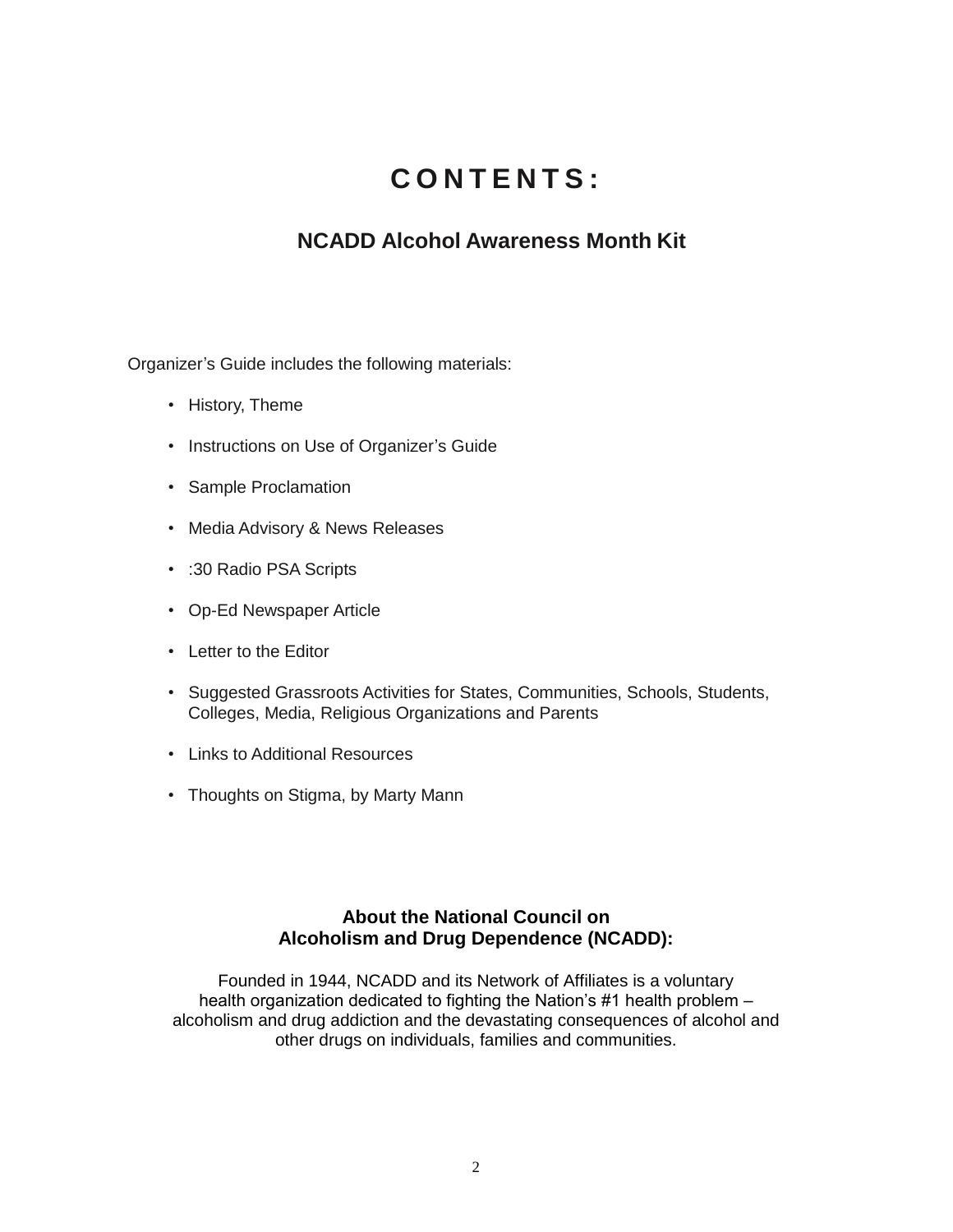# CONTENTS:

## NCADD Alcohol Awareness Month Kit

Organizer's Guide includes the following materials:

- History, Theme
- Instructions on Use of Organizer's Guide
- Sample Proclamation
- Media Advisory & News Releases
- :30 Radio PSA Scripts
- Op-Ed Newspaper Article
- Letter to the Editor
- Suggested Grassroots Activities for States, Communities, Schools, Students, Colleges, Media, Religious Organizations and Parents
- Links to Additional Resources
- Thoughts on Stigma, by Marty Mann

### About the National Council on Alcoholism and Drug Dependence (NCADD):

Founded in 1944, NCADD and its Network of Affiliates is a voluntary health organization dedicated to fighting the Nation's #1 health problem – alcoholism and drug addiction and the devastating consequences of alcohol and other drugs on individuals, families and communities.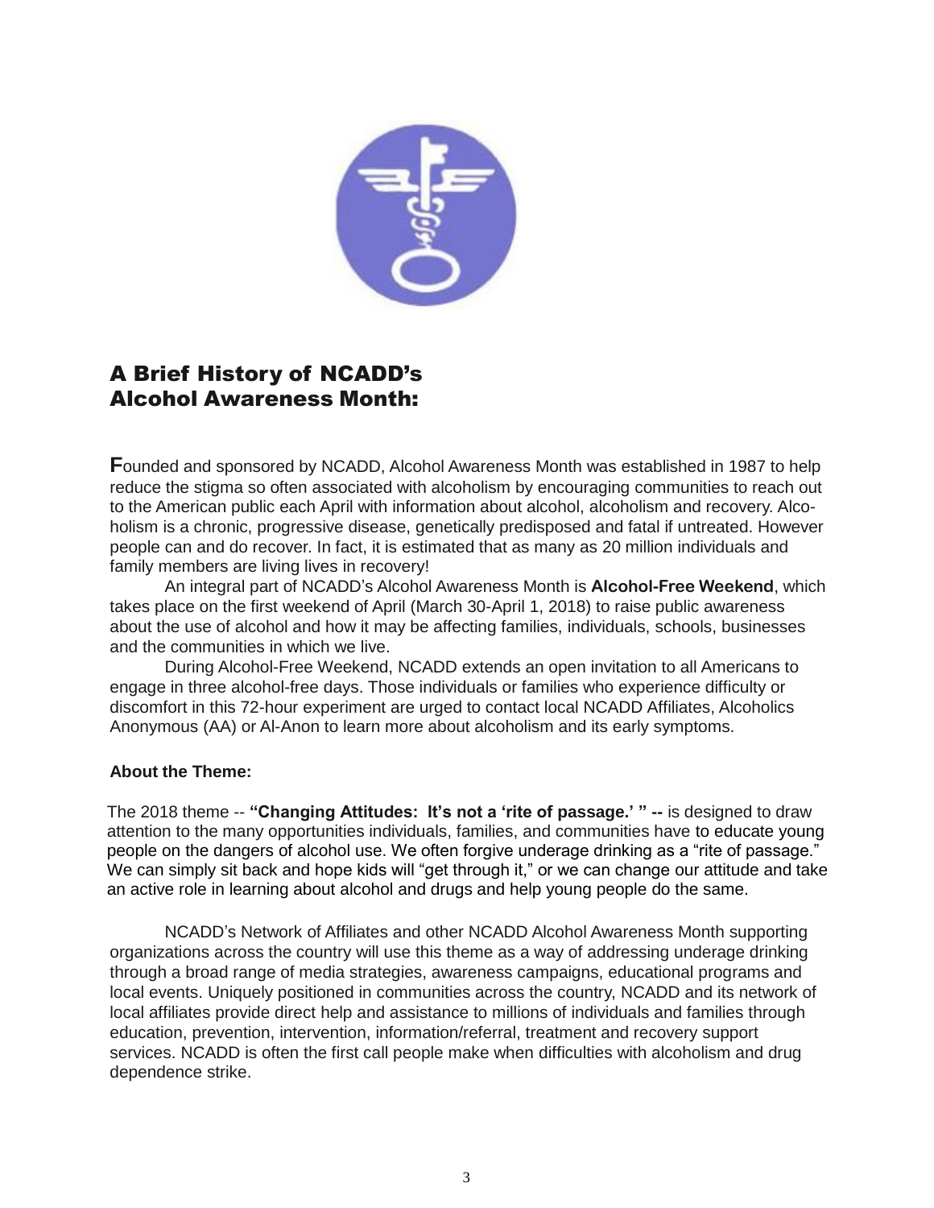## A Brief History of NCADD's Alcohol Awareness Month:

**F**ounded and sponsored by NCADD, Alcohol Awareness Month was established in 1987 to help reduce the stigma so often associated with alcoholism by encouraging communities to reach out to the American public each April with information about alcohol, alcoholism and recovery. Alcoholism is a chronic, progressive disease, genetically predisposed and fatal if untreated. However people can and do recover. In fact, it is estimated that as many as 20 million individuals and family members are living lives in recovery!

An integral part of NCADD's Alcohol Awareness Month is **Alcohol-Free Weekend**, which takes place on the first weekend of April (March 30-April 1, 2018) to raise public awareness about the use of alcohol and how it may be affecting families, individuals, schools, businesses and the communities in which we live.

During Alcohol-Free Weekend, NCADD extends an open invitation to all Americans to engage in three alcohol-free days. Those individuals or families who experience difficulty or discomfort in this 72-hour experiment are urged to contact local NCADD Affiliates, Alcoholics Anonymous (AA) or Al-Anon to learn more about alcoholism and its early symptoms.

**About the Theme:**

The 2018 theme -- **"Changing Attitudes: It's not a 'rite of passage.' " --** is designed to draw attention to the many opportunities individuals, families, and communities have to educate young people on the dangers of alcohol use. We often forgive underage drinking as a "rite of passage." We can simply sit back and hope kids will "get through it," or we can change our attitude and take an active role in learning about alcohol and drugs and help young people do the same.

NCADD's Network of Affiliates and other NCADD Alcohol Awareness Month supporting organizations across the country will use this theme as a way of addressing underage drinking through a broad range of media strategies, awareness campaigns, educational programs and local events. Uniquely positioned in communities across the country, NCADD and its network of local affiliates provide direct help and assistance to millions of individuals and families through education, prevention, intervention, information/referral, treatment and recovery support services. NCADD is often the first call people make when difficulties with alcoholism and drug dependence strike.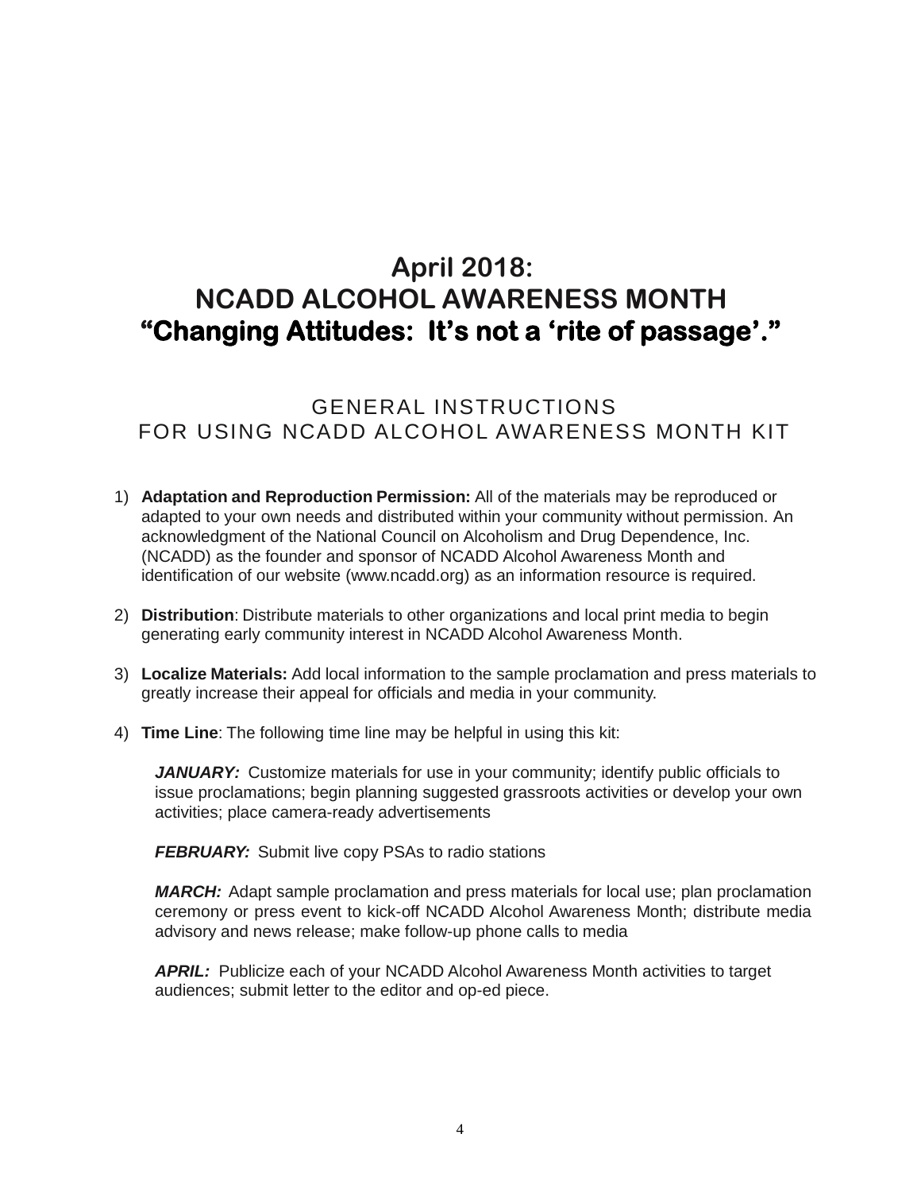# April 2018:
# NCADD ALCOHOL AWARENESS MONTH
# "Changing Attitudes: It's not a 'rite of passage'."

## GENERAL INSTRUCTIONS FOR USING NCADD ALCOHOL AWARENESS MONTH KIT

1) **Adaptation and Reproduction Permission:** All of the materials may be reproduced or adapted to your own needs and distributed within your community without permission. An acknowledgment of the National Council on Alcoholism and Drug Dependence, Inc. (NCADD) as the founder and sponsor of NCADD Alcohol Awareness Month and identification of our website (www.ncadd.org) as an information resource is required.

2) **Distribution**: Distribute materials to other organizations and local print media to begin generating early community interest in NCADD Alcohol Awareness Month.

3) **Localize Materials:** Add local information to the sample proclamation and press materials to greatly increase their appeal for officials and media in your community.

4) **Time Line**: The following time line may be helpful in using this kit:

   ***JANUARY:*** Customize materials for use in your community; identify public officials to issue proclamations; begin planning suggested grassroots activities or develop your own activities; place camera-ready advertisements

   ***FEBRUARY:*** Submit live copy PSAs to radio stations

   ***MARCH:*** Adapt sample proclamation and press materials for local use; plan proclamation ceremony or press event to kick-off NCADD Alcohol Awareness Month; distribute media advisory and news release; make follow-up phone calls to media

   ***APRIL:*** Publicize each of your NCADD Alcohol Awareness Month activities to target audiences; submit letter to the editor and op-ed piece.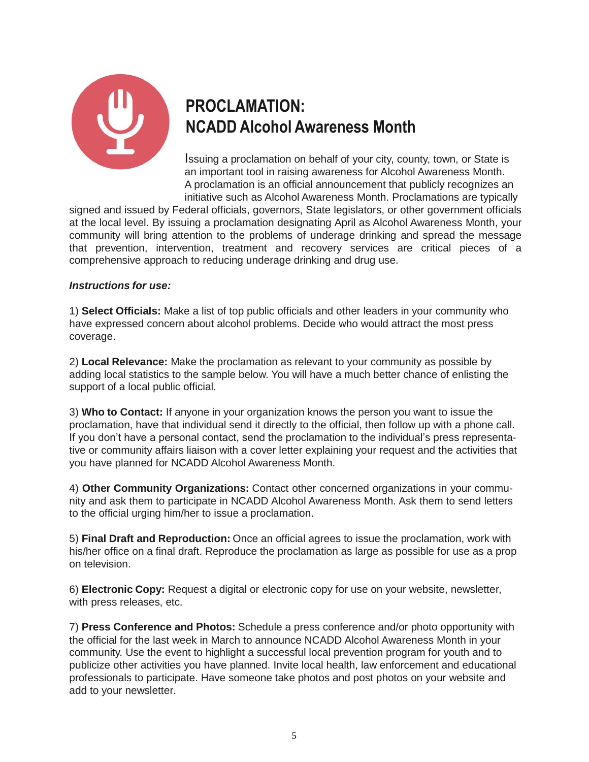# PROCLAMATION: NCADD Alcohol Awareness Month

Issuing a proclamation on behalf of your city, county, town, or State is an important tool in raising awareness for Alcohol Awareness Month. A proclamation is an official announcement that publicly recognizes an initiative such as Alcohol Awareness Month. Proclamations are typically signed and issued by Federal officials, governors, State legislators, or other government officials at the local level. By issuing a proclamation designating April as Alcohol Awareness Month, your community will bring attention to the problems of underage drinking and spread the message that prevention, intervention, treatment and recovery services are critical pieces of a comprehensive approach to reducing underage drinking and drug use.

***Instructions for use:***

1) **Select Officials:** Make a list of top public officials and other leaders in your community who have expressed concern about alcohol problems. Decide who would attract the most press coverage.

2) **Local Relevance:** Make the proclamation as relevant to your community as possible by adding local statistics to the sample below. You will have a much better chance of enlisting the support of a local public official.

3) **Who to Contact:** If anyone in your organization knows the person you want to issue the proclamation, have that individual send it directly to the official, then follow up with a phone call. If you don't have a personal contact, send the proclamation to the individual's press representative or community affairs liaison with a cover letter explaining your request and the activities that you have planned for NCADD Alcohol Awareness Month.

4) **Other Community Organizations:** Contact other concerned organizations in your community and ask them to participate in NCADD Alcohol Awareness Month. Ask them to send letters to the official urging him/her to issue a proclamation.

5) **Final Draft and Reproduction:** Once an official agrees to issue the proclamation, work with his/her office on a final draft. Reproduce the proclamation as large as possible for use as a prop on television.

6) **Electronic Copy:** Request a digital or electronic copy for use on your website, newsletter, with press releases, etc.

7) **Press Conference and Photos:** Schedule a press conference and/or photo opportunity with the official for the last week in March to announce NCADD Alcohol Awareness Month in your community. Use the event to highlight a successful local prevention program for youth and to publicize other activities you have planned. Invite local health, law enforcement and educational professionals to participate. Have someone take photos and post photos on your website and add to your newsletter.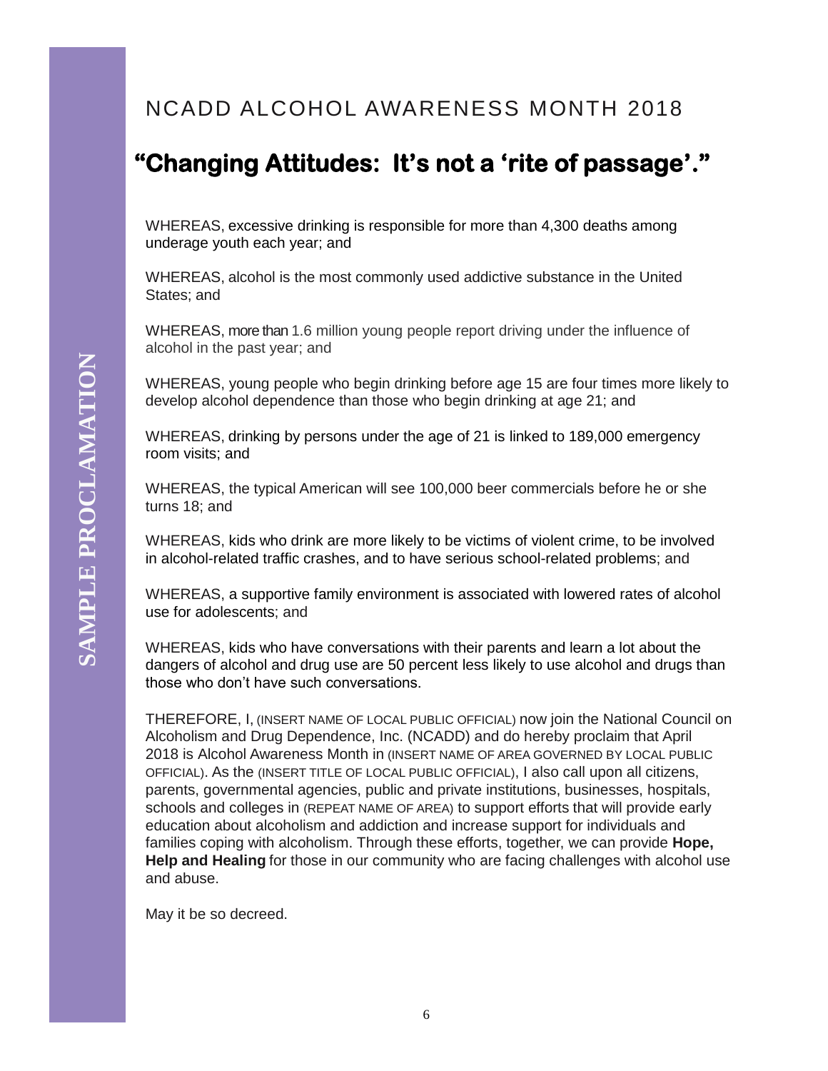SAMPLE PROCLAMATION

## NCADD ALCOHOL AWARENESS MONTH 2018

# "Changing Attitudes: It's not a 'rite of passage'."

WHEREAS, excessive drinking is responsible for more than 4,300 deaths among underage youth each year; and

WHEREAS, alcohol is the most commonly used addictive substance in the United States; and

WHEREAS, more than 1.6 million young people report driving under the influence of alcohol in the past year; and

WHEREAS, young people who begin drinking before age 15 are four times more likely to develop alcohol dependence than those who begin drinking at age 21; and

WHEREAS, drinking by persons under the age of 21 is linked to 189,000 emergency room visits; and

WHEREAS, the typical American will see 100,000 beer commercials before he or she turns 18; and

WHEREAS, kids who drink are more likely to be victims of violent crime, to be involved in alcohol-related traffic crashes, and to have serious school-related problems; and

WHEREAS, a supportive family environment is associated with lowered rates of alcohol use for adolescents; and

WHEREAS, kids who have conversations with their parents and learn a lot about the dangers of alcohol and drug use are 50 percent less likely to use alcohol and drugs than those who don't have such conversations.

THEREFORE, I, (INSERT NAME OF LOCAL PUBLIC OFFICIAL) now join the National Council on Alcoholism and Drug Dependence, Inc. (NCADD) and do hereby proclaim that April 2018 is Alcohol Awareness Month in (INSERT NAME OF AREA GOVERNED BY LOCAL PUBLIC OFFICIAL). As the (INSERT TITLE OF LOCAL PUBLIC OFFICIAL), I also call upon all citizens, parents, governmental agencies, public and private institutions, businesses, hospitals, schools and colleges in (REPEAT NAME OF AREA) to support efforts that will provide early education about alcoholism and addiction and increase support for individuals and families coping with alcoholism. Through these efforts, together, we can provide **Hope, Help and Healing** for those in our community who are facing challenges with alcohol use and abuse.

May it be so decreed.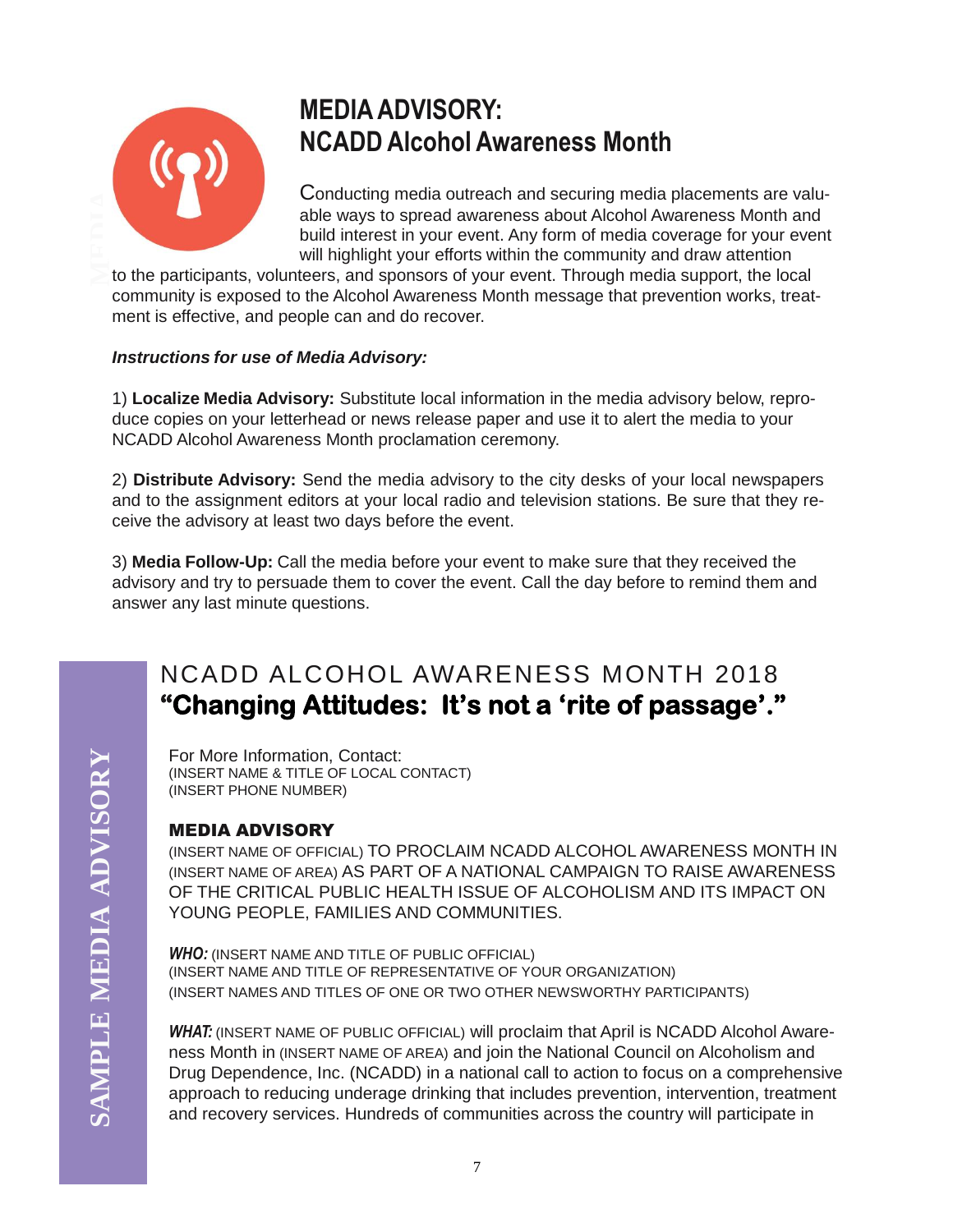# MEDIA ADVISORY: NCADD Alcohol Awareness Month

Conducting media outreach and securing media placements are valuable ways to spread awareness about Alcohol Awareness Month and build interest in your event. Any form of media coverage for your event will highlight your efforts within the community and draw attention to the participants, volunteers, and sponsors of your event. Through media support, the local community is exposed to the Alcohol Awareness Month message that prevention works, treatment is effective, and people can and do recover.

***Instructions for use of Media Advisory:***

1) **Localize Media Advisory:** Substitute local information in the media advisory below, reproduce copies on your letterhead or news release paper and use it to alert the media to your NCADD Alcohol Awareness Month proclamation ceremony.

2) **Distribute Advisory:** Send the media advisory to the city desks of your local newspapers and to the assignment editors at your local radio and television stations. Be sure that they receive the advisory at least two days before the event.

3) **Media Follow-Up:** Call the media before your event to make sure that they received the advisory and try to persuade them to cover the event. Call the day before to remind them and answer any last minute questions.

SAMPLE MEDIA ADVISORY

## NCADD ALCOHOL AWARENESS MONTH 2018
## "Changing Attitudes: It's not a 'rite of passage'."

For More Information, Contact:
(INSERT NAME & TITLE OF LOCAL CONTACT)
(INSERT PHONE NUMBER)

### MEDIA ADVISORY

(INSERT NAME OF OFFICIAL) TO PROCLAIM NCADD ALCOHOL AWARENESS MONTH IN (INSERT NAME OF AREA) AS PART OF A NATIONAL CAMPAIGN TO RAISE AWARENESS OF THE CRITICAL PUBLIC HEALTH ISSUE OF ALCOHOLISM AND ITS IMPACT ON YOUNG PEOPLE, FAMILIES AND COMMUNITIES.

***WHO:*** (INSERT NAME AND TITLE OF PUBLIC OFFICIAL)
(INSERT NAME AND TITLE OF REPRESENTATIVE OF YOUR ORGANIZATION)
(INSERT NAMES AND TITLES OF ONE OR TWO OTHER NEWSWORTHY PARTICIPANTS)

***WHAT:*** (INSERT NAME OF PUBLIC OFFICIAL) will proclaim that April is NCADD Alcohol Awareness Month in (INSERT NAME OF AREA) and join the National Council on Alcoholism and Drug Dependence, Inc. (NCADD) in a national call to action to focus on a comprehensive approach to reducing underage drinking that includes prevention, intervention, treatment and recovery services. Hundreds of communities across the country will participate in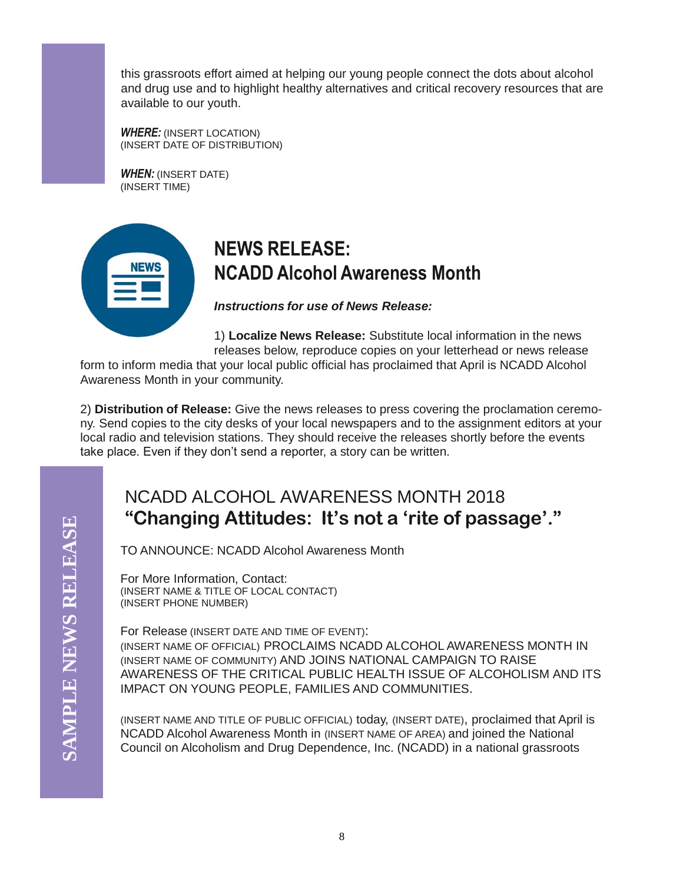this grassroots effort aimed at helping our young people connect the dots about alcohol and drug use and to highlight healthy alternatives and critical recovery resources that are available to our youth.

***WHERE:*** (INSERT LOCATION)
(INSERT DATE OF DISTRIBUTION)

***WHEN:*** (INSERT DATE)
(INSERT TIME)

## NEWS RELEASE: NCADD Alcohol Awareness Month

***Instructions for use of News Release:***

1) **Localize News Release:** Substitute local information in the news releases below, reproduce copies on your letterhead or news release form to inform media that your local public official has proclaimed that April is NCADD Alcohol Awareness Month in your community.

2) **Distribution of Release:** Give the news releases to press covering the proclamation ceremony. Send copies to the city desks of your local newspapers and to the assignment editors at your local radio and television stations. They should receive the releases shortly before the events take place. Even if they don't send a reporter, a story can be written.

**SAMPLE NEWS RELEASE**

### NCADD ALCOHOL AWARENESS MONTH 2018
### "Changing Attitudes: It's not a 'rite of passage'."

TO ANNOUNCE: NCADD Alcohol Awareness Month

For More Information, Contact:
(INSERT NAME & TITLE OF LOCAL CONTACT)
(INSERT PHONE NUMBER)

For Release (INSERT DATE AND TIME OF EVENT):
(INSERT NAME OF OFFICIAL) PROCLAIMS NCADD ALCOHOL AWARENESS MONTH IN (INSERT NAME OF COMMUNITY) AND JOINS NATIONAL CAMPAIGN TO RAISE AWARENESS OF THE CRITICAL PUBLIC HEALTH ISSUE OF ALCOHOLISM AND ITS IMPACT ON YOUNG PEOPLE, FAMILIES AND COMMUNITIES.

(INSERT NAME AND TITLE OF PUBLIC OFFICIAL) today, (INSERT DATE), proclaimed that April is NCADD Alcohol Awareness Month in (INSERT NAME OF AREA) and joined the National Council on Alcoholism and Drug Dependence, Inc. (NCADD) in a national grassroots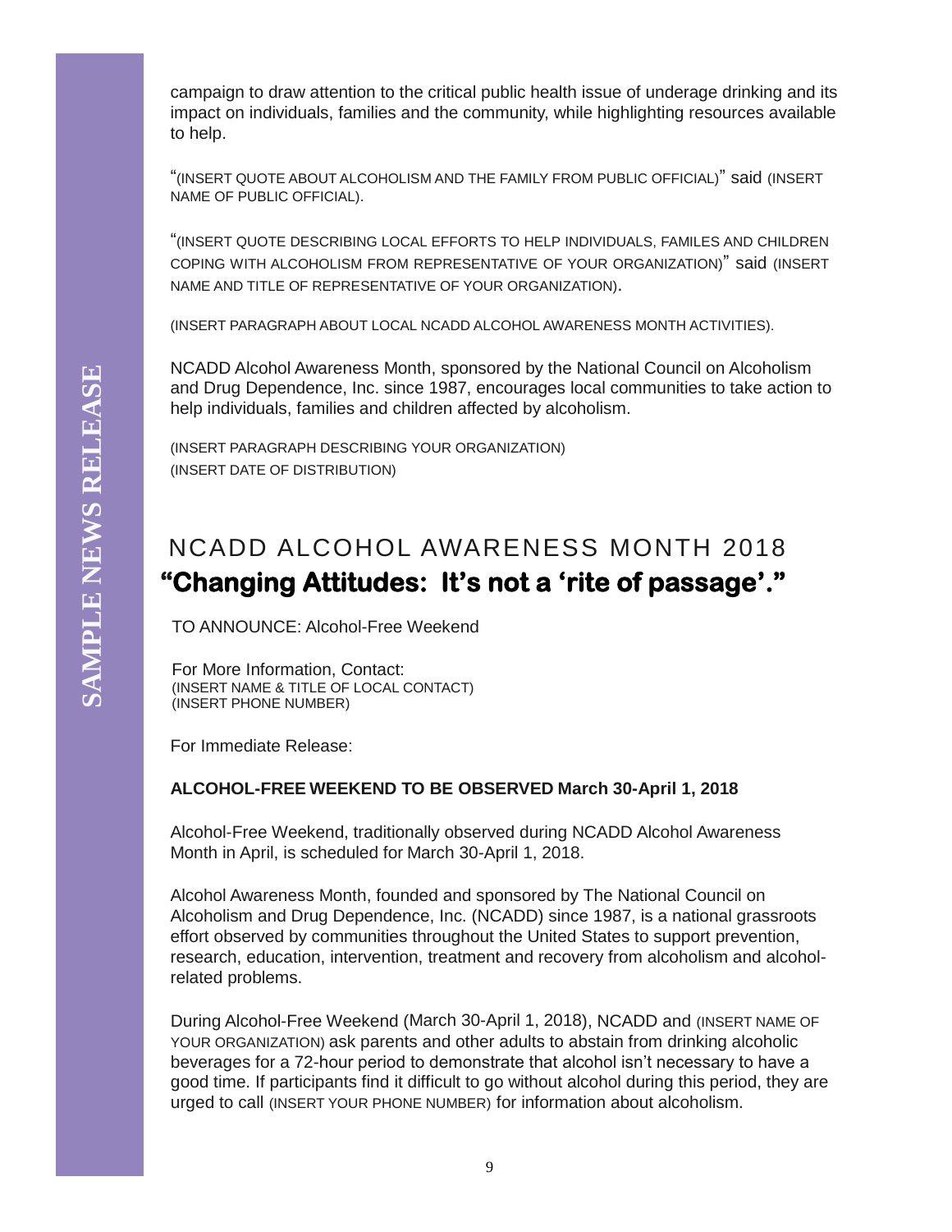campaign to draw attention to the critical public health issue of underage drinking and its impact on individuals, families and the community, while highlighting resources available to help.

"(INSERT QUOTE ABOUT ALCOHOLISM AND THE FAMILY FROM PUBLIC OFFICIAL)" said (INSERT NAME OF PUBLIC OFFICIAL).

"(INSERT QUOTE DESCRIBING LOCAL EFFORTS TO HELP INDIVIDUALS, FAMILES AND CHILDREN COPING WITH ALCOHOLISM FROM REPRESENTATIVE OF YOUR ORGANIZATION)" said (INSERT NAME AND TITLE OF REPRESENTATIVE OF YOUR ORGANIZATION).

(INSERT PARAGRAPH ABOUT LOCAL NCADD ALCOHOL AWARENESS MONTH ACTIVITIES).

NCADD Alcohol Awareness Month, sponsored by the National Council on Alcoholism and Drug Dependence, Inc. since 1987, encourages local communities to take action to help individuals, families and children affected by alcoholism.

(INSERT PARAGRAPH DESCRIBING YOUR ORGANIZATION)
(INSERT DATE OF DISTRIBUTION)

**SAMPLE NEWS RELEASE**

# NCADD ALCOHOL AWARENESS MONTH 2018

## "Changing Attitudes: It's not a 'rite of passage'."

TO ANNOUNCE: Alcohol-Free Weekend

For More Information, Contact:
(INSERT NAME & TITLE OF LOCAL CONTACT)
(INSERT PHONE NUMBER)

For Immediate Release:

**ALCOHOL-FREE WEEKEND TO BE OBSERVED March 30-April 1, 2018**

Alcohol-Free Weekend, traditionally observed during NCADD Alcohol Awareness Month in April, is scheduled for March 30-April 1, 2018.

Alcohol Awareness Month, founded and sponsored by The National Council on Alcoholism and Drug Dependence, Inc. (NCADD) since 1987, is a national grassroots effort observed by communities throughout the United States to support prevention, research, education, intervention, treatment and recovery from alcoholism and alcohol-related problems.

During Alcohol-Free Weekend (March 30-April 1, 2018), NCADD and (INSERT NAME OF YOUR ORGANIZATION) ask parents and other adults to abstain from drinking alcoholic beverages for a 72-hour period to demonstrate that alcohol isn't necessary to have a good time. If participants find it difficult to go without alcohol during this period, they are urged to call (INSERT YOUR PHONE NUMBER) for information about alcoholism.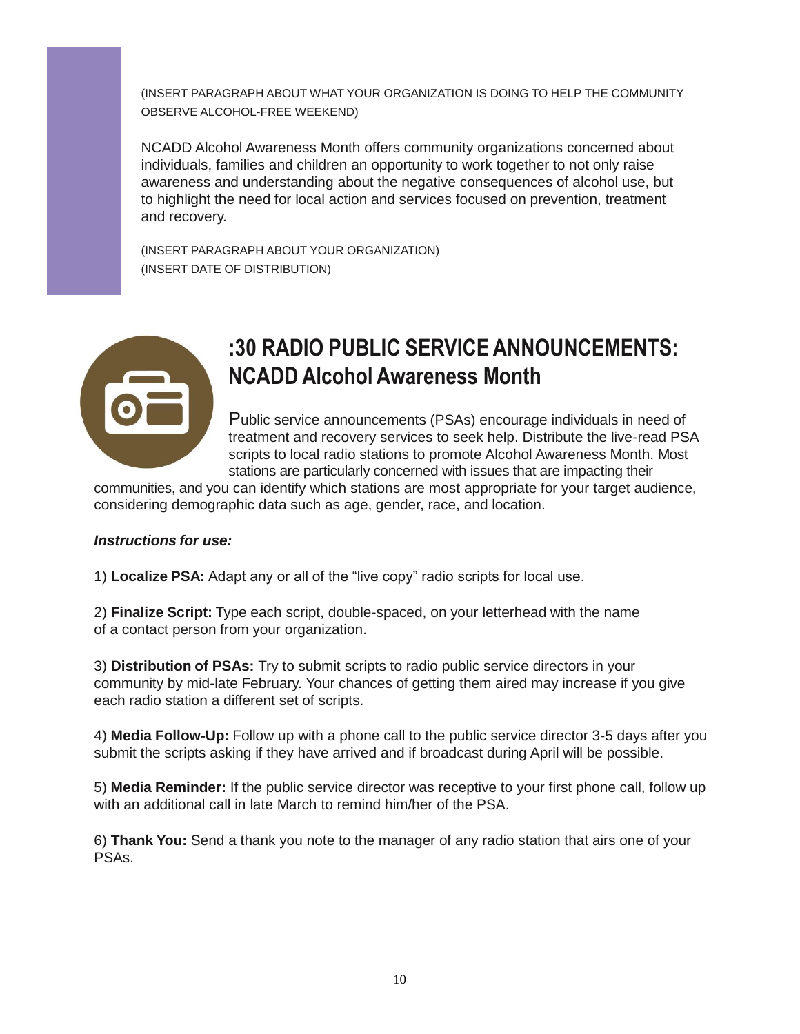(INSERT PARAGRAPH ABOUT WHAT YOUR ORGANIZATION IS DOING TO HELP THE COMMUNITY OBSERVE ALCOHOL-FREE WEEKEND)

NCADD Alcohol Awareness Month offers community organizations concerned about individuals, families and children an opportunity to work together to not only raise awareness and understanding about the negative consequences of alcohol use, but to highlight the need for local action and services focused on prevention, treatment and recovery.

(INSERT PARAGRAPH ABOUT YOUR ORGANIZATION)
(INSERT DATE OF DISTRIBUTION)

## :30 RADIO PUBLIC SERVICE ANNOUNCEMENTS: NCADD Alcohol Awareness Month

Public service announcements (PSAs) encourage individuals in need of treatment and recovery services to seek help. Distribute the live-read PSA scripts to local radio stations to promote Alcohol Awareness Month. Most stations are particularly concerned with issues that are impacting their communities, and you can identify which stations are most appropriate for your target audience, considering demographic data such as age, gender, race, and location.

***Instructions for use:***

1) **Localize PSA:** Adapt any or all of the "live copy" radio scripts for local use.

2) **Finalize Script:** Type each script, double-spaced, on your letterhead with the name of a contact person from your organization.

3) **Distribution of PSAs:** Try to submit scripts to radio public service directors in your community by mid-late February. Your chances of getting them aired may increase if you give each radio station a different set of scripts.

4) **Media Follow-Up:** Follow up with a phone call to the public service director 3-5 days after you submit the scripts asking if they have arrived and if broadcast during April will be possible.

5) **Media Reminder:** If the public service director was receptive to your first phone call, follow up with an additional call in late March to remind him/her of the PSA.

6) **Thank You:** Send a thank you note to the manager of any radio station that airs one of your PSAs.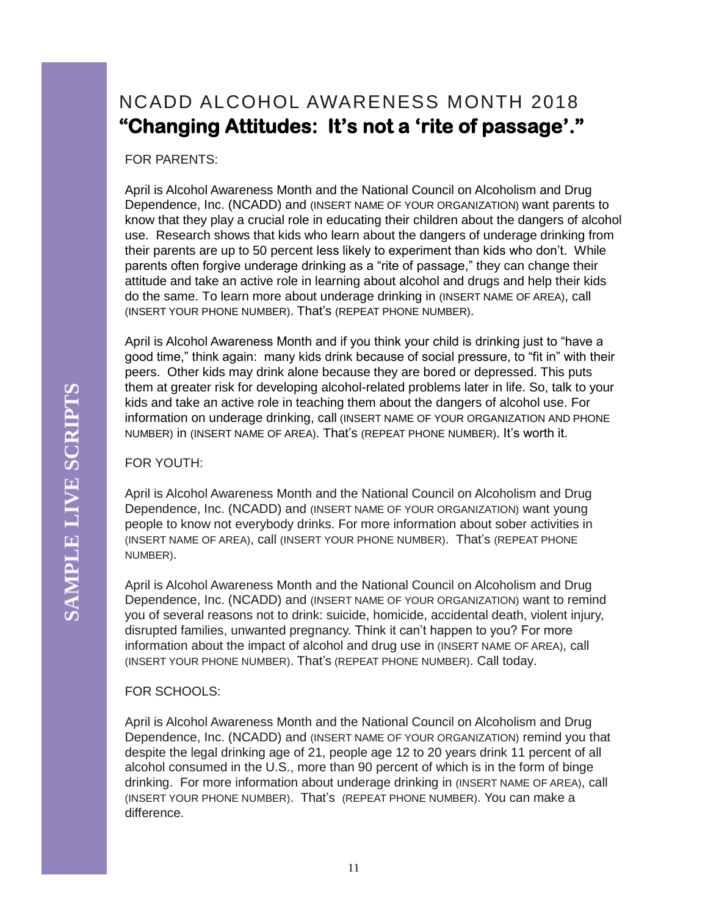SAMPLE LIVE SCRIPTS

# NCADD ALCOHOL AWARENESS MONTH 2018

## **"Changing Attitudes: It's not a 'rite of passage'."**

FOR PARENTS:

April is Alcohol Awareness Month and the National Council on Alcoholism and Drug Dependence, Inc. (NCADD) and (INSERT NAME OF YOUR ORGANIZATION) want parents to know that they play a crucial role in educating their children about the dangers of alcohol use. Research shows that kids who learn about the dangers of underage drinking from their parents are up to 50 percent less likely to experiment than kids who don't. While parents often forgive underage drinking as a "rite of passage," they can change their attitude and take an active role in learning about alcohol and drugs and help their kids do the same. To learn more about underage drinking in (INSERT NAME OF AREA), call (INSERT YOUR PHONE NUMBER). That's (REPEAT PHONE NUMBER).

April is Alcohol Awareness Month and if you think your child is drinking just to "have a good time," think again: many kids drink because of social pressure, to "fit in" with their peers. Other kids may drink alone because they are bored or depressed. This puts them at greater risk for developing alcohol-related problems later in life. So, talk to your kids and take an active role in teaching them about the dangers of alcohol use. For information on underage drinking, call (INSERT NAME OF YOUR ORGANIZATION AND PHONE NUMBER) in (INSERT NAME OF AREA). That's (REPEAT PHONE NUMBER). It's worth it.

FOR YOUTH:

April is Alcohol Awareness Month and the National Council on Alcoholism and Drug Dependence, Inc. (NCADD) and (INSERT NAME OF YOUR ORGANIZATION) want young people to know not everybody drinks. For more information about sober activities in (INSERT NAME OF AREA), call (INSERT YOUR PHONE NUMBER). That's (REPEAT PHONE NUMBER).

April is Alcohol Awareness Month and the National Council on Alcoholism and Drug Dependence, Inc. (NCADD) and (INSERT NAME OF YOUR ORGANIZATION) want to remind you of several reasons not to drink: suicide, homicide, accidental death, violent injury, disrupted families, unwanted pregnancy. Think it can't happen to you? For more information about the impact of alcohol and drug use in (INSERT NAME OF AREA), call (INSERT YOUR PHONE NUMBER). That's (REPEAT PHONE NUMBER). Call today.

FOR SCHOOLS:

April is Alcohol Awareness Month and the National Council on Alcoholism and Drug Dependence, Inc. (NCADD) and (INSERT NAME OF YOUR ORGANIZATION) remind you that despite the legal drinking age of 21, people age 12 to 20 years drink 11 percent of all alcohol consumed in the U.S., more than 90 percent of which is in the form of binge drinking. For more information about underage drinking in (INSERT NAME OF AREA), call (INSERT YOUR PHONE NUMBER). That's (REPEAT PHONE NUMBER). You can make a difference.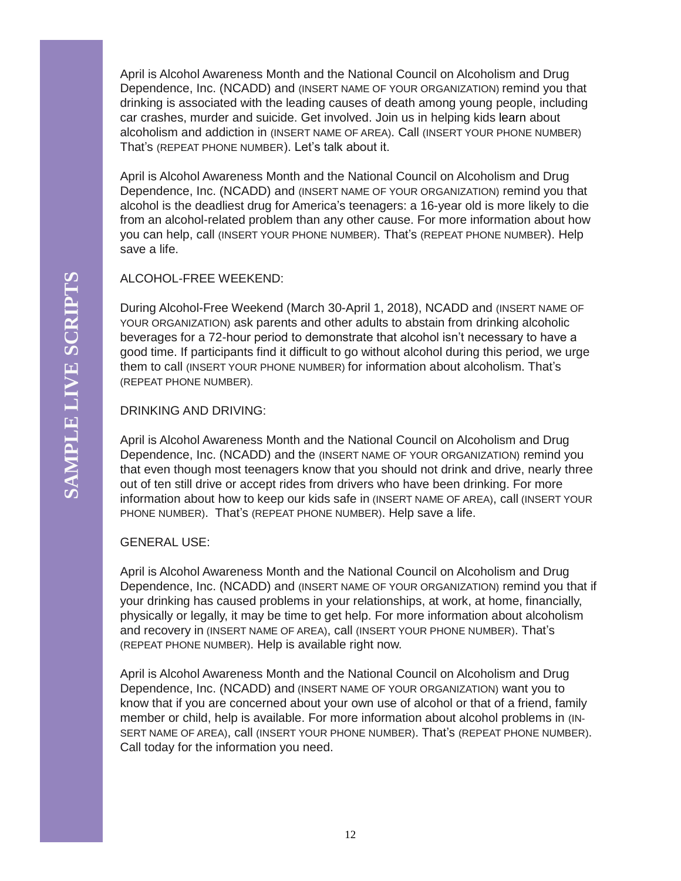# SAMPLE LIVE SCRIPTS

April is Alcohol Awareness Month and the National Council on Alcoholism and Drug Dependence, Inc. (NCADD) and (INSERT NAME OF YOUR ORGANIZATION) remind you that drinking is associated with the leading causes of death among young people, including car crashes, murder and suicide. Get involved. Join us in helping kids learn about alcoholism and addiction in (INSERT NAME OF AREA). Call (INSERT YOUR PHONE NUMBER) That's (REPEAT PHONE NUMBER). Let's talk about it.

April is Alcohol Awareness Month and the National Council on Alcoholism and Drug Dependence, Inc. (NCADD) and (INSERT NAME OF YOUR ORGANIZATION) remind you that alcohol is the deadliest drug for America's teenagers: a 16-year old is more likely to die from an alcohol-related problem than any other cause. For more information about how you can help, call (INSERT YOUR PHONE NUMBER). That's (REPEAT PHONE NUMBER). Help save a life.

ALCOHOL-FREE WEEKEND:

During Alcohol-Free Weekend (March 30-April 1, 2018), NCADD and (INSERT NAME OF YOUR ORGANIZATION) ask parents and other adults to abstain from drinking alcoholic beverages for a 72-hour period to demonstrate that alcohol isn't necessary to have a good time. If participants find it difficult to go without alcohol during this period, we urge them to call (INSERT YOUR PHONE NUMBER) for information about alcoholism. That's (REPEAT PHONE NUMBER).

DRINKING AND DRIVING:

April is Alcohol Awareness Month and the National Council on Alcoholism and Drug Dependence, Inc. (NCADD) and the (INSERT NAME OF YOUR ORGANIZATION) remind you that even though most teenagers know that you should not drink and drive, nearly three out of ten still drive or accept rides from drivers who have been drinking. For more information about how to keep our kids safe in (INSERT NAME OF AREA), call (INSERT YOUR PHONE NUMBER). That's (REPEAT PHONE NUMBER). Help save a life.

GENERAL USE:

April is Alcohol Awareness Month and the National Council on Alcoholism and Drug Dependence, Inc. (NCADD) and (INSERT NAME OF YOUR ORGANIZATION) remind you that if your drinking has caused problems in your relationships, at work, at home, financially, physically or legally, it may be time to get help. For more information about alcoholism and recovery in (INSERT NAME OF AREA), call (INSERT YOUR PHONE NUMBER). That's (REPEAT PHONE NUMBER). Help is available right now.

April is Alcohol Awareness Month and the National Council on Alcoholism and Drug Dependence, Inc. (NCADD) and (INSERT NAME OF YOUR ORGANIZATION) want you to know that if you are concerned about your own use of alcohol or that of a friend, family member or child, help is available. For more information about alcohol problems in (INSERT NAME OF AREA), call (INSERT YOUR PHONE NUMBER). That's (REPEAT PHONE NUMBER). Call today for the information you need.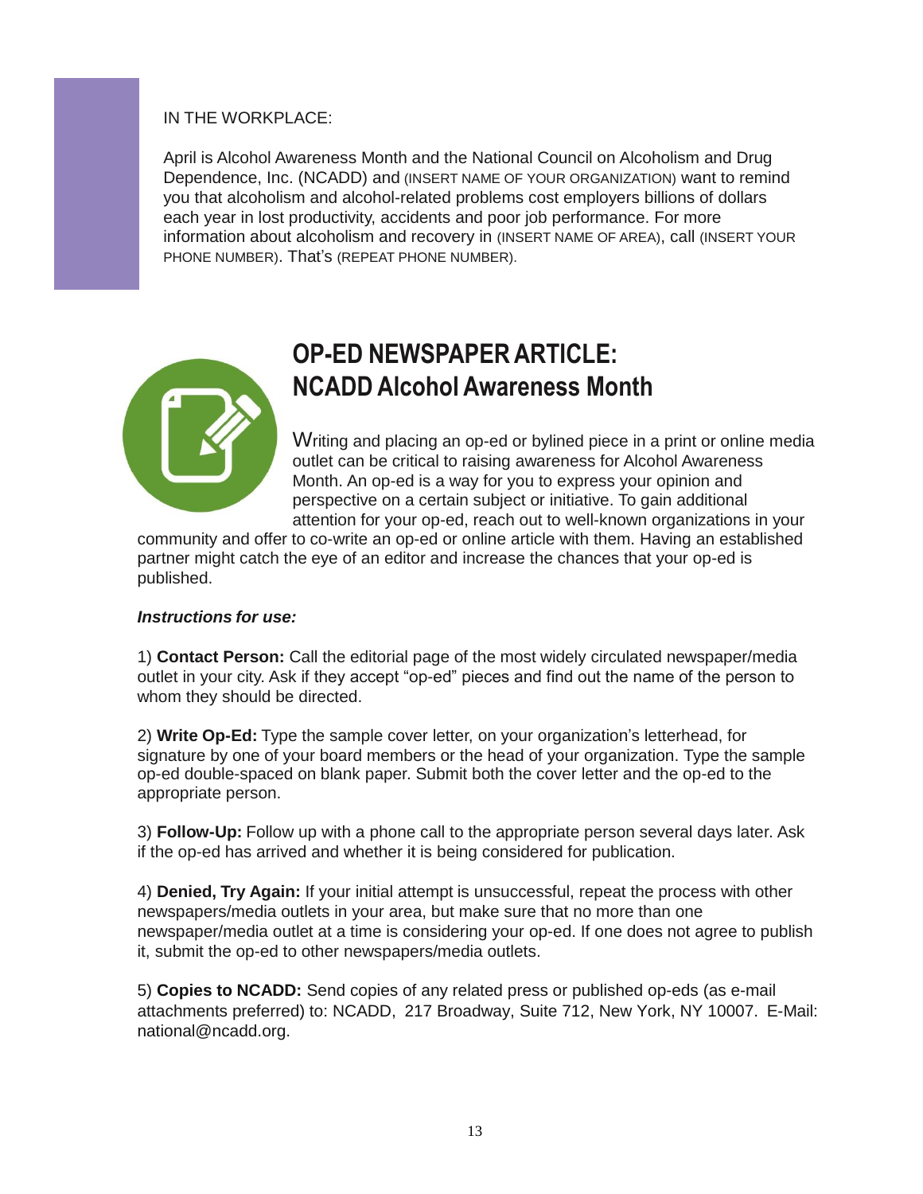IN THE WORKPLACE:

April is Alcohol Awareness Month and the National Council on Alcoholism and Drug Dependence, Inc. (NCADD) and (INSERT NAME OF YOUR ORGANIZATION) want to remind you that alcoholism and alcohol-related problems cost employers billions of dollars each year in lost productivity, accidents and poor job performance. For more information about alcoholism and recovery in (INSERT NAME OF AREA), call (INSERT YOUR PHONE NUMBER). That's (REPEAT PHONE NUMBER).

# OP-ED NEWSPAPER ARTICLE: NCADD Alcohol Awareness Month

Writing and placing an op-ed or bylined piece in a print or online media outlet can be critical to raising awareness for Alcohol Awareness Month. An op-ed is a way for you to express your opinion and perspective on a certain subject or initiative. To gain additional attention for your op-ed, reach out to well-known organizations in your community and offer to co-write an op-ed or online article with them. Having an established partner might catch the eye of an editor and increase the chances that your op-ed is published.

***Instructions for use:***

1) **Contact Person:** Call the editorial page of the most widely circulated newspaper/media outlet in your city. Ask if they accept "op-ed" pieces and find out the name of the person to whom they should be directed.

2) **Write Op-Ed:** Type the sample cover letter, on your organization's letterhead, for signature by one of your board members or the head of your organization. Type the sample op-ed double-spaced on blank paper. Submit both the cover letter and the op-ed to the appropriate person.

3) **Follow-Up:** Follow up with a phone call to the appropriate person several days later. Ask if the op-ed has arrived and whether it is being considered for publication.

4) **Denied, Try Again:** If your initial attempt is unsuccessful, repeat the process with other newspapers/media outlets in your area, but make sure that no more than one newspaper/media outlet at a time is considering your op-ed. If one does not agree to publish it, submit the op-ed to other newspapers/media outlets.

5) **Copies to NCADD:** Send copies of any related press or published op-eds (as e-mail attachments preferred) to: NCADD, 217 Broadway, Suite 712, New York, NY 10007. E-Mail: national@ncadd.org.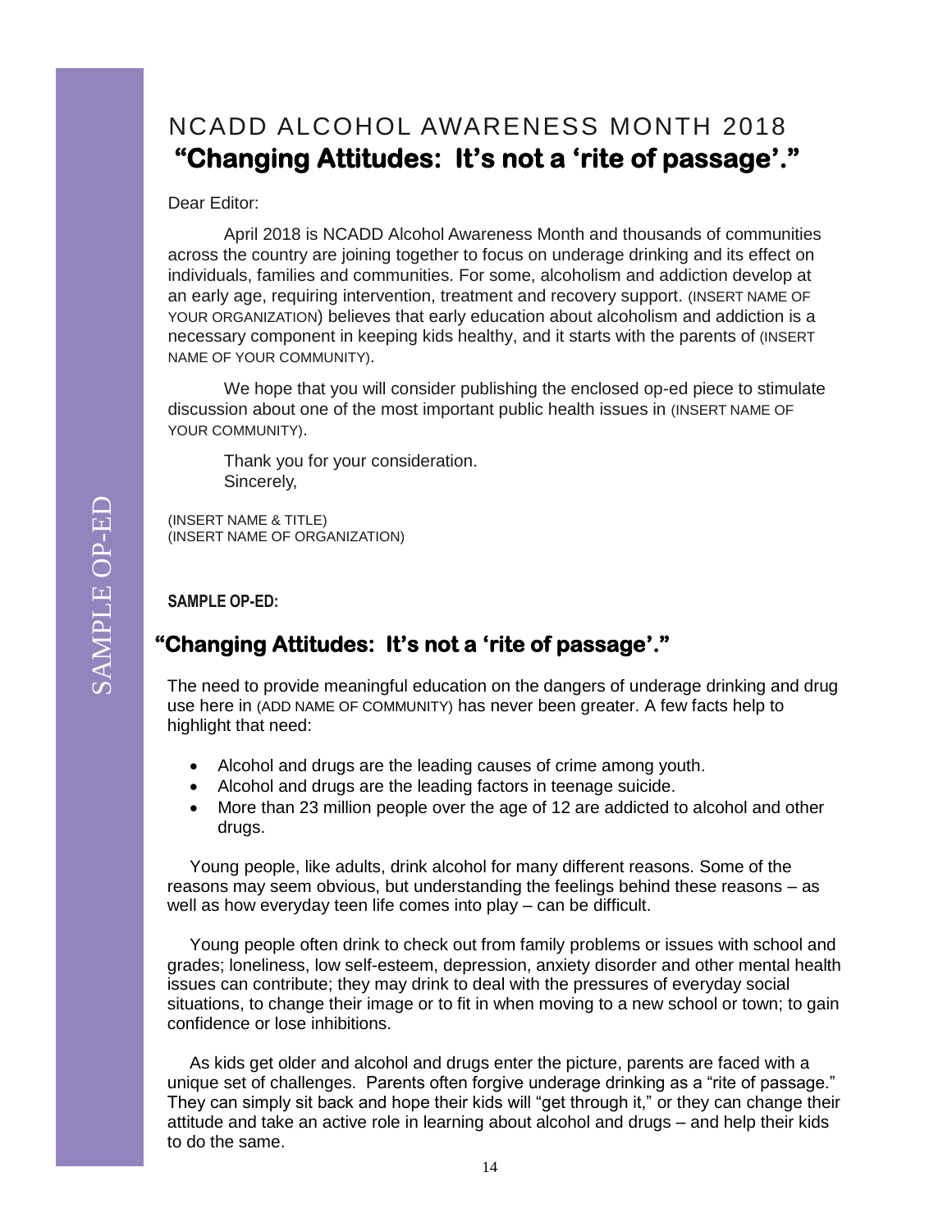# NCADD ALCOHOL AWARENESS MONTH 2018

## **"Changing Attitudes: It's not a 'rite of passage'."**

Dear Editor:

April 2018 is NCADD Alcohol Awareness Month and thousands of communities across the country are joining together to focus on underage drinking and its effect on individuals, families and communities. For some, alcoholism and addiction develop at an early age, requiring intervention, treatment and recovery support. (INSERT NAME OF YOUR ORGANIZATION) believes that early education about alcoholism and addiction is a necessary component in keeping kids healthy, and it starts with the parents of (INSERT NAME OF YOUR COMMUNITY).

We hope that you will consider publishing the enclosed op-ed piece to stimulate discussion about one of the most important public health issues in (INSERT NAME OF YOUR COMMUNITY).

Thank you for your consideration.
Sincerely,

(INSERT NAME & TITLE)
(INSERT NAME OF ORGANIZATION)

**SAMPLE OP-ED:**

## **"Changing Attitudes: It's not a 'rite of passage'."**

The need to provide meaningful education on the dangers of underage drinking and drug use here in (ADD NAME OF COMMUNITY) has never been greater. A few facts help to highlight that need:

- Alcohol and drugs are the leading causes of crime among youth.
- Alcohol and drugs are the leading factors in teenage suicide.
- More than 23 million people over the age of 12 are addicted to alcohol and other drugs.

Young people, like adults, drink alcohol for many different reasons. Some of the reasons may seem obvious, but understanding the feelings behind these reasons – as well as how everyday teen life comes into play – can be difficult.

Young people often drink to check out from family problems or issues with school and grades; loneliness, low self-esteem, depression, anxiety disorder and other mental health issues can contribute; they may drink to deal with the pressures of everyday social situations, to change their image or to fit in when moving to a new school or town; to gain confidence or lose inhibitions.

As kids get older and alcohol and drugs enter the picture, parents are faced with a unique set of challenges. Parents often forgive underage drinking as a "rite of passage." They can simply sit back and hope their kids will "get through it," or they can change their attitude and take an active role in learning about alcohol and drugs – and help their kids to do the same.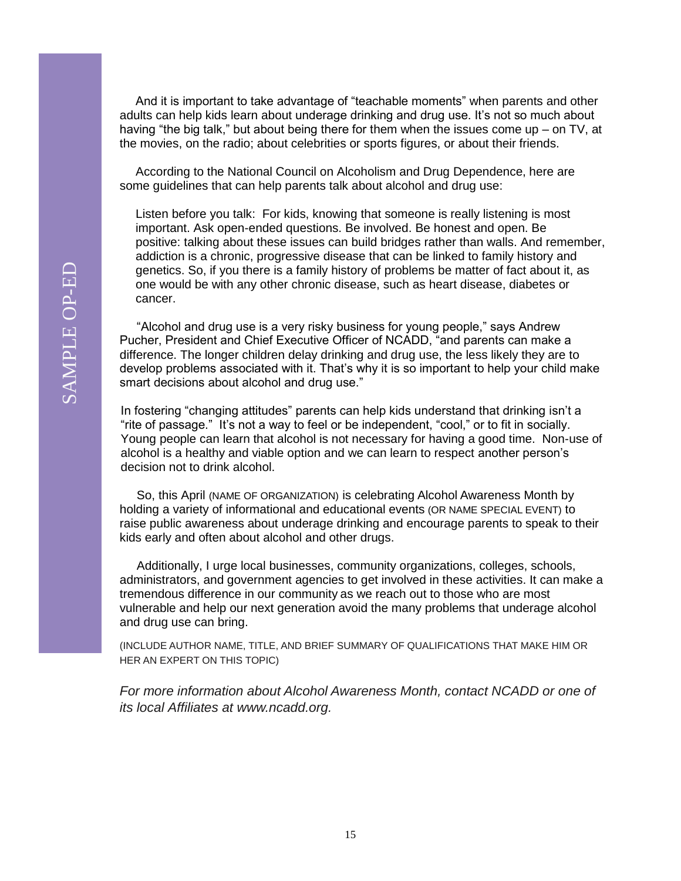SAMPLE OP-ED

And it is important to take advantage of "teachable moments" when parents and other adults can help kids learn about underage drinking and drug use. It's not so much about having "the big talk," but about being there for them when the issues come up – on TV, at the movies, on the radio; about celebrities or sports figures, or about their friends.

According to the National Council on Alcoholism and Drug Dependence, here are some guidelines that can help parents talk about alcohol and drug use:

Listen before you talk: For kids, knowing that someone is really listening is most important. Ask open-ended questions. Be involved. Be honest and open. Be positive: talking about these issues can build bridges rather than walls. And remember, addiction is a chronic, progressive disease that can be linked to family history and genetics. So, if you there is a family history of problems be matter of fact about it, as one would be with any other chronic disease, such as heart disease, diabetes or cancer.

"Alcohol and drug use is a very risky business for young people," says Andrew Pucher, President and Chief Executive Officer of NCADD, "and parents can make a difference. The longer children delay drinking and drug use, the less likely they are to develop problems associated with it. That's why it is so important to help your child make smart decisions about alcohol and drug use."

In fostering "changing attitudes" parents can help kids understand that drinking isn't a "rite of passage." It's not a way to feel or be independent, "cool," or to fit in socially. Young people can learn that alcohol is not necessary for having a good time. Non-use of alcohol is a healthy and viable option and we can learn to respect another person's decision not to drink alcohol.

So, this April (NAME OF ORGANIZATION) is celebrating Alcohol Awareness Month by holding a variety of informational and educational events (OR NAME SPECIAL EVENT) to raise public awareness about underage drinking and encourage parents to speak to their kids early and often about alcohol and other drugs.

Additionally, I urge local businesses, community organizations, colleges, schools, administrators, and government agencies to get involved in these activities. It can make a tremendous difference in our community as we reach out to those who are most vulnerable and help our next generation avoid the many problems that underage alcohol and drug use can bring.

(INCLUDE AUTHOR NAME, TITLE, AND BRIEF SUMMARY OF QUALIFICATIONS THAT MAKE HIM OR HER AN EXPERT ON THIS TOPIC)

*For more information about Alcohol Awareness Month, contact NCADD or one of its local Affiliates at www.ncadd.org.*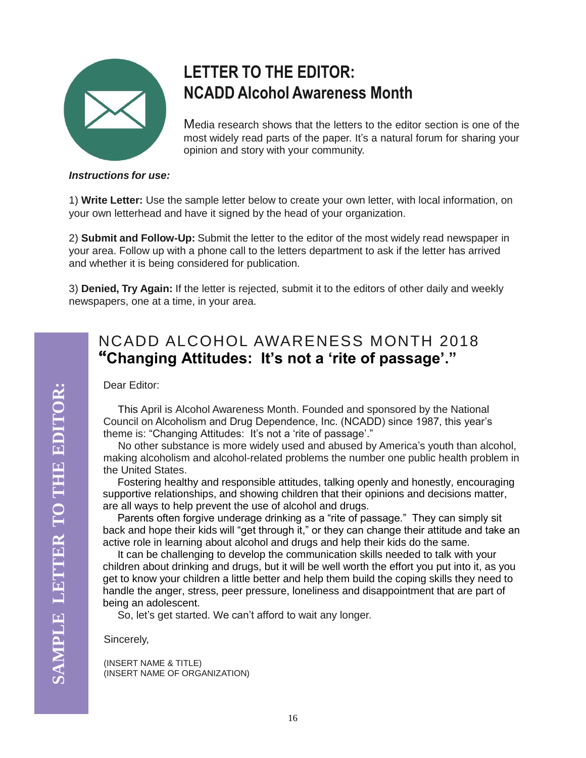# LETTER TO THE EDITOR: NCADD Alcohol Awareness Month

Media research shows that the letters to the editor section is one of the most widely read parts of the paper. It's a natural forum for sharing your opinion and story with your community.

***Instructions for use:***

1) **Write Letter:** Use the sample letter below to create your own letter, with local information, on your own letterhead and have it signed by the head of your organization.

2) **Submit and Follow-Up:** Submit the letter to the editor of the most widely read newspaper in your area. Follow up with a phone call to the letters department to ask if the letter has arrived and whether it is being considered for publication.

3) **Denied, Try Again:** If the letter is rejected, submit it to the editors of other daily and weekly newspapers, one at a time, in your area.

**SAMPLE LETTER TO THE EDITOR:**

## NCADD ALCOHOL AWARENESS MONTH 2018

**"Changing Attitudes: It's not a 'rite of passage'."**

Dear Editor:

This April is Alcohol Awareness Month. Founded and sponsored by the National Council on Alcoholism and Drug Dependence, Inc. (NCADD) since 1987, this year's theme is: "Changing Attitudes: It's not a 'rite of passage'."

No other substance is more widely used and abused by America's youth than alcohol, making alcoholism and alcohol-related problems the number one public health problem in the United States.

Fostering healthy and responsible attitudes, talking openly and honestly, encouraging supportive relationships, and showing children that their opinions and decisions matter, are all ways to help prevent the use of alcohol and drugs.

Parents often forgive underage drinking as a "rite of passage." They can simply sit back and hope their kids will "get through it," or they can change their attitude and take an active role in learning about alcohol and drugs and help their kids do the same.

It can be challenging to develop the communication skills needed to talk with your children about drinking and drugs, but it will be well worth the effort you put into it, as you get to know your children a little better and help them build the coping skills they need to handle the anger, stress, peer pressure, loneliness and disappointment that are part of being an adolescent.

So, let's get started. We can't afford to wait any longer.

Sincerely,

(INSERT NAME & TITLE)
(INSERT NAME OF ORGANIZATION)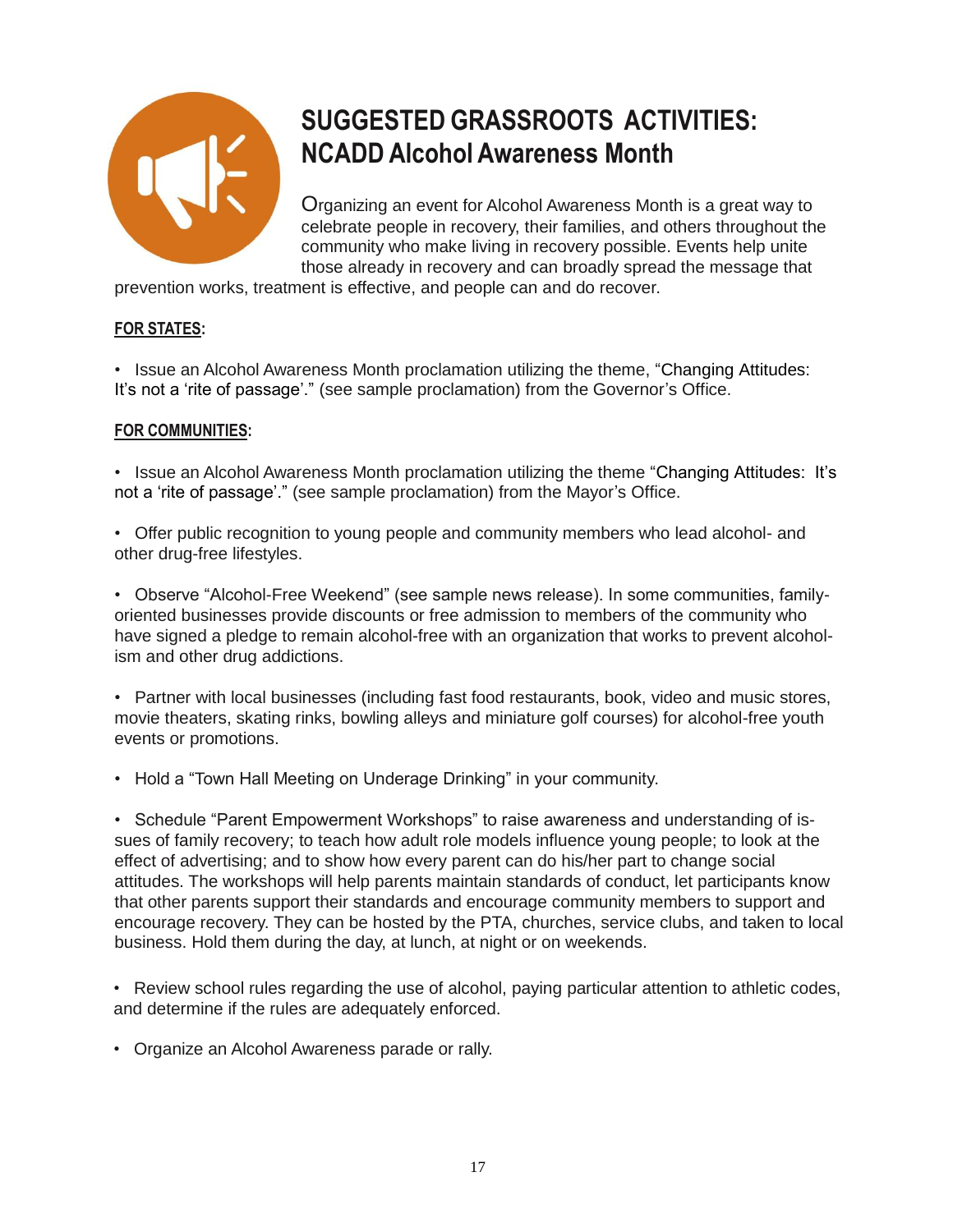# SUGGESTED GRASSROOTS ACTIVITIES: NCADD Alcohol Awareness Month

Organizing an event for Alcohol Awareness Month is a great way to celebrate people in recovery, their families, and others throughout the community who make living in recovery possible. Events help unite those already in recovery and can broadly spread the message that prevention works, treatment is effective, and people can and do recover.

**FOR STATES:**

- Issue an Alcohol Awareness Month proclamation utilizing the theme, "Changing Attitudes: It's not a 'rite of passage'." (see sample proclamation) from the Governor's Office.

**FOR COMMUNITIES:**

- Issue an Alcohol Awareness Month proclamation utilizing the theme "Changing Attitudes: It's not a 'rite of passage'." (see sample proclamation) from the Mayor's Office.

- Offer public recognition to young people and community members who lead alcohol- and other drug-free lifestyles.

- Observe "Alcohol-Free Weekend" (see sample news release). In some communities, family-oriented businesses provide discounts or free admission to members of the community who have signed a pledge to remain alcohol-free with an organization that works to prevent alcoholism and other drug addictions.

- Partner with local businesses (including fast food restaurants, book, video and music stores, movie theaters, skating rinks, bowling alleys and miniature golf courses) for alcohol-free youth events or promotions.

- Hold a "Town Hall Meeting on Underage Drinking" in your community.

- Schedule "Parent Empowerment Workshops" to raise awareness and understanding of issues of family recovery; to teach how adult role models influence young people; to look at the effect of advertising; and to show how every parent can do his/her part to change social attitudes. The workshops will help parents maintain standards of conduct, let participants know that other parents support their standards and encourage community members to support and encourage recovery. They can be hosted by the PTA, churches, service clubs, and taken to local business. Hold them during the day, at lunch, at night or on weekends.

- Review school rules regarding the use of alcohol, paying particular attention to athletic codes, and determine if the rules are adequately enforced.

- Organize an Alcohol Awareness parade or rally.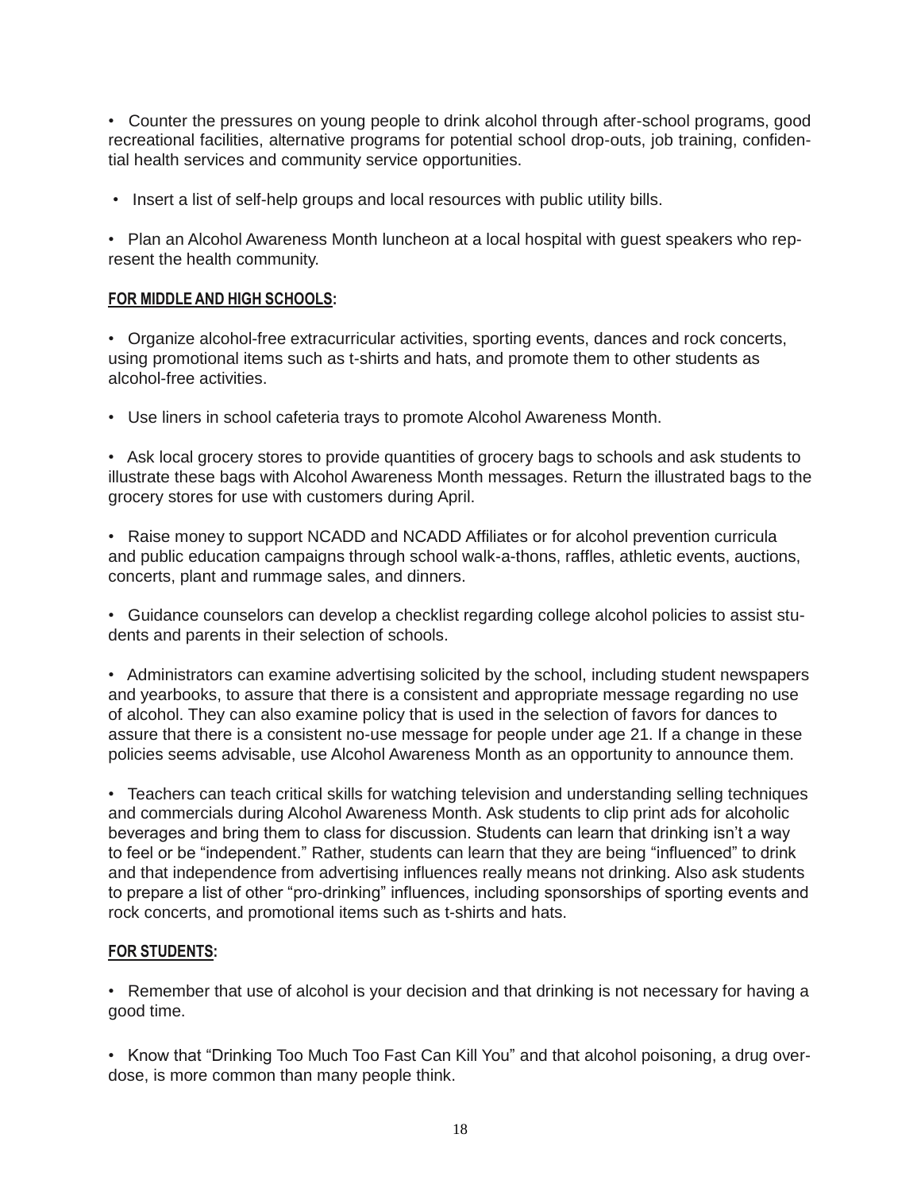- Counter the pressures on young people to drink alcohol through after-school programs, good recreational facilities, alternative programs for potential school drop-outs, job training, confidential health services and community service opportunities.

- Insert a list of self-help groups and local resources with public utility bills.

- Plan an Alcohol Awareness Month luncheon at a local hospital with guest speakers who represent the health community.

**FOR MIDDLE AND HIGH SCHOOLS:**

- Organize alcohol-free extracurricular activities, sporting events, dances and rock concerts, using promotional items such as t-shirts and hats, and promote them to other students as alcohol-free activities.

- Use liners in school cafeteria trays to promote Alcohol Awareness Month.

- Ask local grocery stores to provide quantities of grocery bags to schools and ask students to illustrate these bags with Alcohol Awareness Month messages. Return the illustrated bags to the grocery stores for use with customers during April.

- Raise money to support NCADD and NCADD Affiliates or for alcohol prevention curricula and public education campaigns through school walk-a-thons, raffles, athletic events, auctions, concerts, plant and rummage sales, and dinners.

- Guidance counselors can develop a checklist regarding college alcohol policies to assist students and parents in their selection of schools.

- Administrators can examine advertising solicited by the school, including student newspapers and yearbooks, to assure that there is a consistent and appropriate message regarding no use of alcohol. They can also examine policy that is used in the selection of favors for dances to assure that there is a consistent no-use message for people under age 21. If a change in these policies seems advisable, use Alcohol Awareness Month as an opportunity to announce them.

- Teachers can teach critical skills for watching television and understanding selling techniques and commercials during Alcohol Awareness Month. Ask students to clip print ads for alcoholic beverages and bring them to class for discussion. Students can learn that drinking isn't a way to feel or be "independent." Rather, students can learn that they are being "influenced" to drink and that independence from advertising influences really means not drinking. Also ask students to prepare a list of other "pro-drinking" influences, including sponsorships of sporting events and rock concerts, and promotional items such as t-shirts and hats.

**FOR STUDENTS:**

- Remember that use of alcohol is your decision and that drinking is not necessary for having a good time.

- Know that "Drinking Too Much Too Fast Can Kill You" and that alcohol poisoning, a drug overdose, is more common than many people think.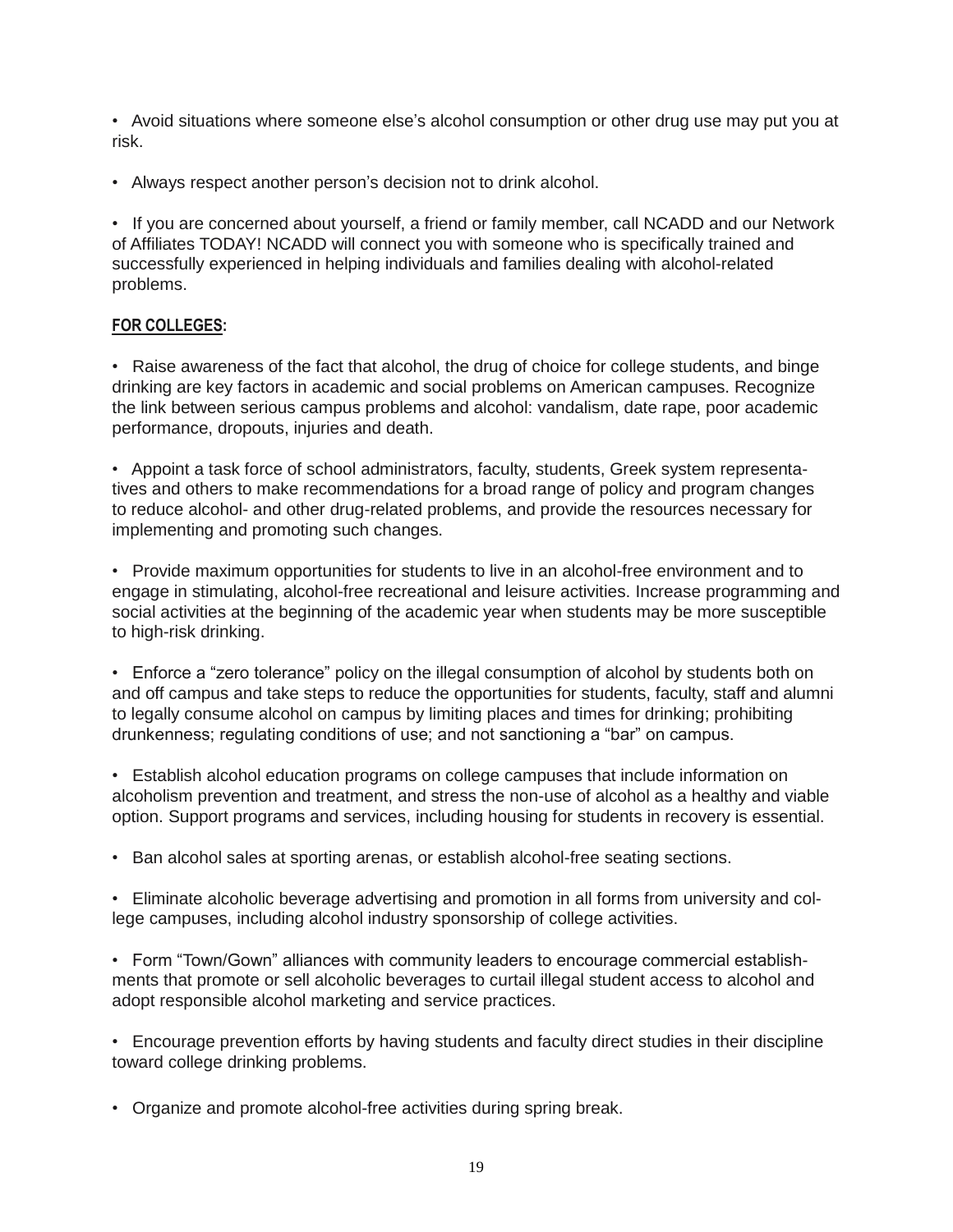- Avoid situations where someone else's alcohol consumption or other drug use may put you at risk.

- Always respect another person's decision not to drink alcohol.

- If you are concerned about yourself, a friend or family member, call NCADD and our Network of Affiliates TODAY! NCADD will connect you with someone who is specifically trained and successfully experienced in helping individuals and families dealing with alcohol-related problems.

**<u>FOR COLLEGES</u>:**

- Raise awareness of the fact that alcohol, the drug of choice for college students, and binge drinking are key factors in academic and social problems on American campuses. Recognize the link between serious campus problems and alcohol: vandalism, date rape, poor academic performance, dropouts, injuries and death.

- Appoint a task force of school administrators, faculty, students, Greek system representatives and others to make recommendations for a broad range of policy and program changes to reduce alcohol- and other drug-related problems, and provide the resources necessary for implementing and promoting such changes.

- Provide maximum opportunities for students to live in an alcohol-free environment and to engage in stimulating, alcohol-free recreational and leisure activities. Increase programming and social activities at the beginning of the academic year when students may be more susceptible to high-risk drinking.

- Enforce a "zero tolerance" policy on the illegal consumption of alcohol by students both on and off campus and take steps to reduce the opportunities for students, faculty, staff and alumni to legally consume alcohol on campus by limiting places and times for drinking; prohibiting drunkenness; regulating conditions of use; and not sanctioning a "bar" on campus.

- Establish alcohol education programs on college campuses that include information on alcoholism prevention and treatment, and stress the non-use of alcohol as a healthy and viable option. Support programs and services, including housing for students in recovery is essential.

- Ban alcohol sales at sporting arenas, or establish alcohol-free seating sections.

- Eliminate alcoholic beverage advertising and promotion in all forms from university and college campuses, including alcohol industry sponsorship of college activities.

- Form "Town/Gown" alliances with community leaders to encourage commercial establishments that promote or sell alcoholic beverages to curtail illegal student access to alcohol and adopt responsible alcohol marketing and service practices.

- Encourage prevention efforts by having students and faculty direct studies in their discipline toward college drinking problems.

- Organize and promote alcohol-free activities during spring break.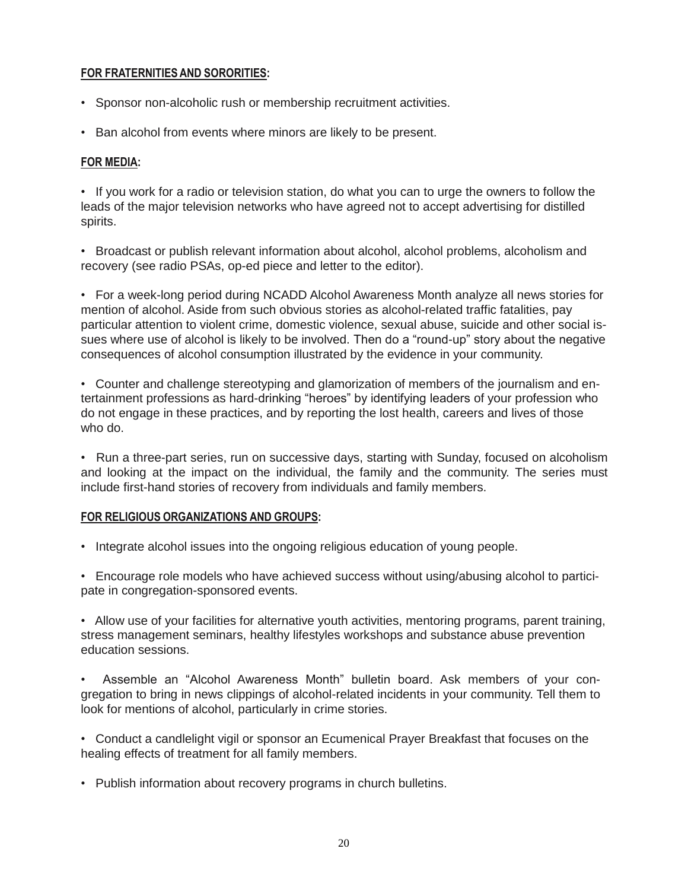**FOR FRATERNITIES AND SORORITIES:**

- Sponsor non-alcoholic rush or membership recruitment activities.
- Ban alcohol from events where minors are likely to be present.

**FOR MEDIA:**

- If you work for a radio or television station, do what you can to urge the owners to follow the leads of the major television networks who have agreed not to accept advertising for distilled spirits.
- Broadcast or publish relevant information about alcohol, alcohol problems, alcoholism and recovery (see radio PSAs, op-ed piece and letter to the editor).
- For a week-long period during NCADD Alcohol Awareness Month analyze all news stories for mention of alcohol. Aside from such obvious stories as alcohol-related traffic fatalities, pay particular attention to violent crime, domestic violence, sexual abuse, suicide and other social issues where use of alcohol is likely to be involved. Then do a "round-up" story about the negative consequences of alcohol consumption illustrated by the evidence in your community.
- Counter and challenge stereotyping and glamorization of members of the journalism and entertainment professions as hard-drinking "heroes" by identifying leaders of your profession who do not engage in these practices, and by reporting the lost health, careers and lives of those who do.
- Run a three-part series, run on successive days, starting with Sunday, focused on alcoholism and looking at the impact on the individual, the family and the community. The series must include first-hand stories of recovery from individuals and family members.

**FOR RELIGIOUS ORGANIZATIONS AND GROUPS:**

- Integrate alcohol issues into the ongoing religious education of young people.
- Encourage role models who have achieved success without using/abusing alcohol to participate in congregation-sponsored events.
- Allow use of your facilities for alternative youth activities, mentoring programs, parent training, stress management seminars, healthy lifestyles workshops and substance abuse prevention education sessions.
- Assemble an "Alcohol Awareness Month" bulletin board. Ask members of your congregation to bring in news clippings of alcohol-related incidents in your community. Tell them to look for mentions of alcohol, particularly in crime stories.
- Conduct a candlelight vigil or sponsor an Ecumenical Prayer Breakfast that focuses on the healing effects of treatment for all family members.
- Publish information about recovery programs in church bulletins.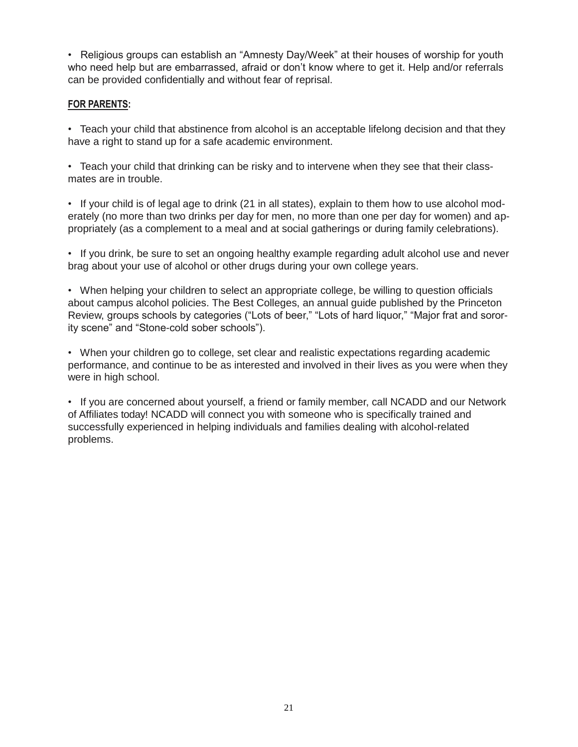- Religious groups can establish an "Amnesty Day/Week" at their houses of worship for youth who need help but are embarrassed, afraid or don't know where to get it. Help and/or referrals can be provided confidentially and without fear of reprisal.

**FOR PARENTS:**

- Teach your child that abstinence from alcohol is an acceptable lifelong decision and that they have a right to stand up for a safe academic environment.

- Teach your child that drinking can be risky and to intervene when they see that their classmates are in trouble.

- If your child is of legal age to drink (21 in all states), explain to them how to use alcohol moderately (no more than two drinks per day for men, no more than one per day for women) and appropriately (as a complement to a meal and at social gatherings or during family celebrations).

- If you drink, be sure to set an ongoing healthy example regarding adult alcohol use and never brag about your use of alcohol or other drugs during your own college years.

- When helping your children to select an appropriate college, be willing to question officials about campus alcohol policies. The Best Colleges, an annual guide published by the Princeton Review, groups schools by categories ("Lots of beer," "Lots of hard liquor," "Major frat and sorority scene" and "Stone-cold sober schools").

- When your children go to college, set clear and realistic expectations regarding academic performance, and continue to be as interested and involved in their lives as you were when they were in high school.

- If you are concerned about yourself, a friend or family member, call NCADD and our Network of Affiliates today! NCADD will connect you with someone who is specifically trained and successfully experienced in helping individuals and families dealing with alcohol-related problems.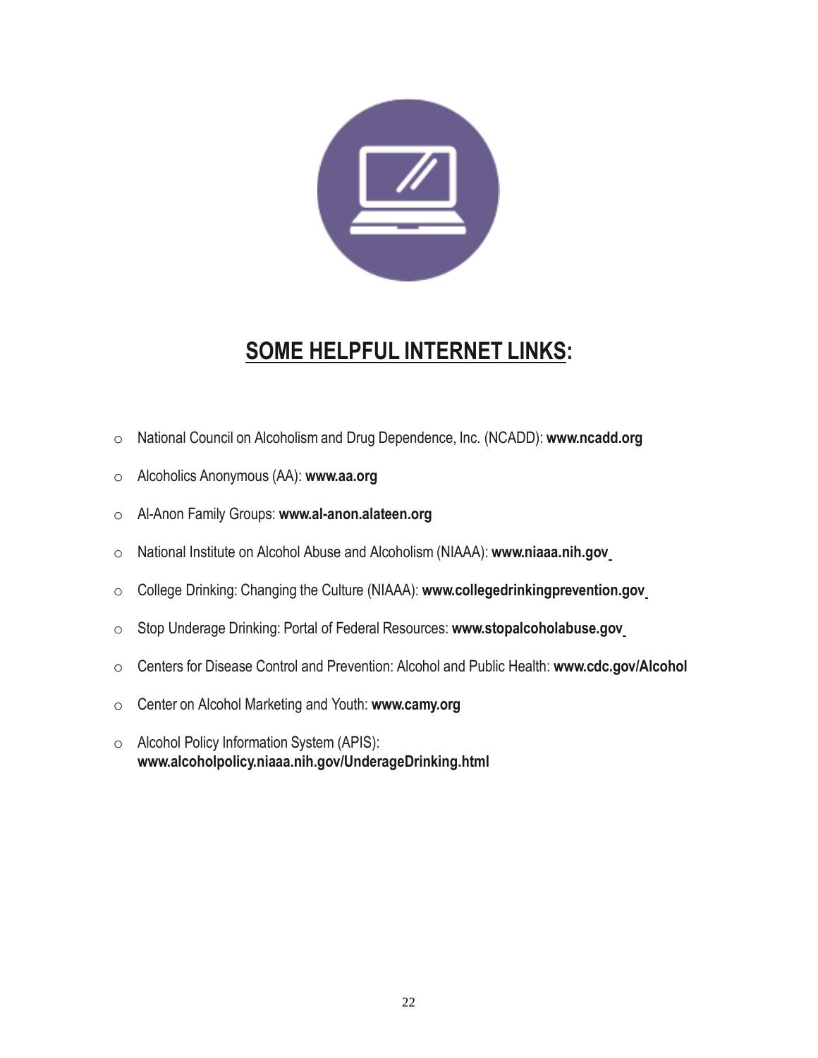## SOME HELPFUL INTERNET LINKS:

- National Council on Alcoholism and Drug Dependence, Inc. (NCADD): **www.ncadd.org**
- Alcoholics Anonymous (AA): **www.aa.org**
- Al-Anon Family Groups: **www.al-anon.alateen.org**
- National Institute on Alcohol Abuse and Alcoholism (NIAAA): **www.niaaa.nih.gov**
- College Drinking: Changing the Culture (NIAAA): **www.collegedrinkingprevention.gov**
- Stop Underage Drinking: Portal of Federal Resources: **www.stopalcoholabuse.gov**
- Centers for Disease Control and Prevention: Alcohol and Public Health: **www.cdc.gov/Alcohol**
- Center on Alcohol Marketing and Youth: **www.camy.org**
- Alcohol Policy Information System (APIS): **www.alcoholpolicy.niaaa.nih.gov/UnderageDrinking.html**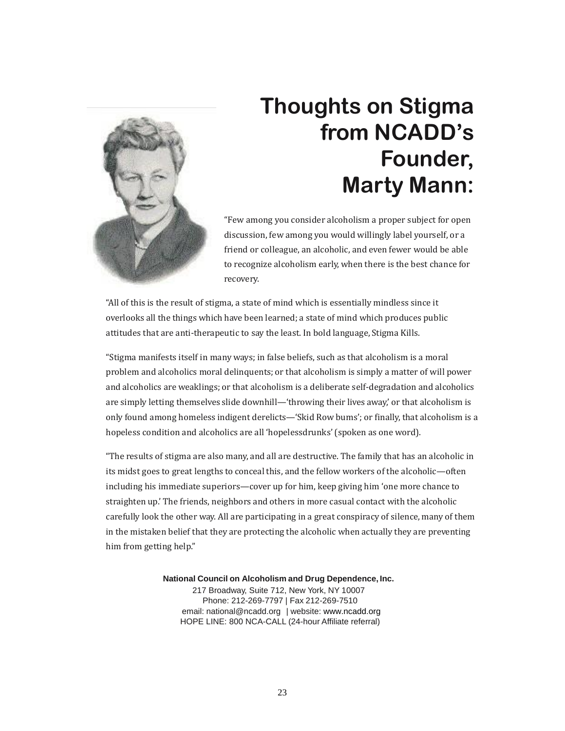# Thoughts on Stigma from NCADD's Founder, Marty Mann:

"Few among you consider alcoholism a proper subject for open discussion, few among you would willingly label yourself, or a friend or colleague, an alcoholic, and even fewer would be able to recognize alcoholism early, when there is the best chance for recovery.

"All of this is the result of stigma, a state of mind which is essentially mindless since it overlooks all the things which have been learned; a state of mind which produces public attitudes that are anti-therapeutic to say the least. In bold language, Stigma Kills.

"Stigma manifests itself in many ways; in false beliefs, such as that alcoholism is a moral problem and alcoholics moral delinquents; or that alcoholism is simply a matter of will power and alcoholics are weaklings; or that alcoholism is a deliberate self-degradation and alcoholics are simply letting themselves slide downhill—'throwing their lives away,' or that alcoholism is only found among homeless indigent derelicts—'Skid Row bums'; or finally, that alcoholism is a hopeless condition and alcoholics are all 'hopelessdrunks' (spoken as one word).

"The results of stigma are also many, and all are destructive. The family that has an alcoholic in its midst goes to great lengths to conceal this, and the fellow workers of the alcoholic—often including his immediate superiors—cover up for him, keep giving him 'one more chance to straighten up.' The friends, neighbors and others in more casual contact with the alcoholic carefully look the other way. All are participating in a great conspiracy of silence, many of them in the mistaken belief that they are protecting the alcoholic when actually they are preventing him from getting help."

**National Council on Alcoholism and Drug Dependence, Inc.**
217 Broadway, Suite 712, New York, NY 10007
Phone: 212-269-7797 | Fax 212-269-7510
email: national@ncadd.org | website: www.ncadd.org
HOPE LINE: 800 NCA-CALL (24-hour Affiliate referral)